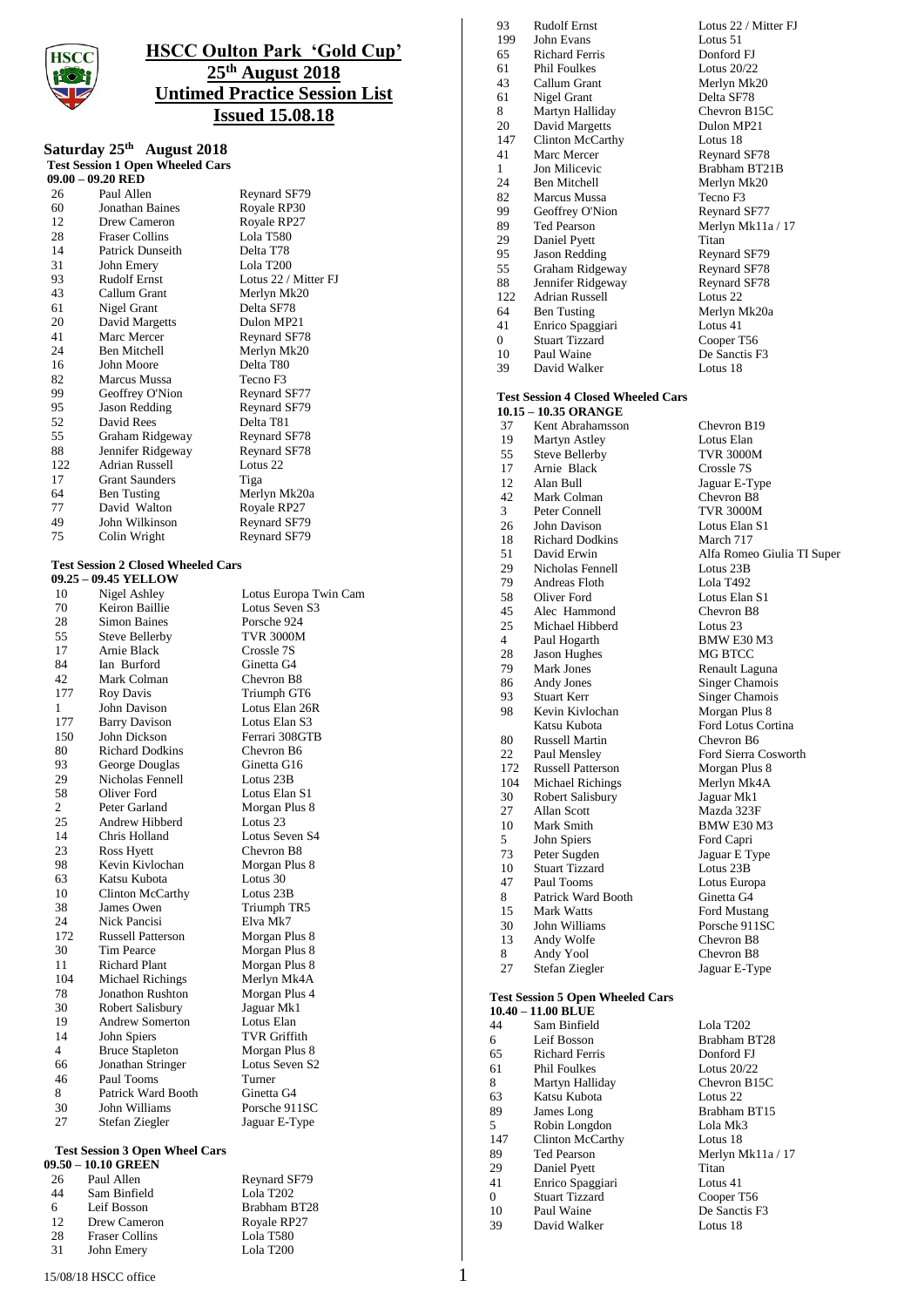# HSCC Oulton Park 'Gold Cup'

## 25th August 2018

## Untimed Practice Session List

## Issued 15.08.18

### Saturday 25th August 2018

**Test Session 1 Open Wheeled Cars**
**09.00 – 09.20 RED**

| | | |
|---|---|---|
| 26 | Paul Allen | Reynard SF79 |
| 60 | Jonathan Baines | Royale RP30 |
| 12 | Drew Cameron | Royale RP27 |
| 28 | Fraser Collins | Lola T580 |
| 14 | Patrick Dunseith | Delta T78 |
| 31 | John Emery | Lola T200 |
| 93 | Rudolf Ernst | Lotus 22 / Mitter FJ |
| 43 | Callum Grant | Merlyn Mk20 |
| 61 | Nigel Grant | Delta SF78 |
| 20 | David Margetts | Dulon MP21 |
| 41 | Marc Mercer | Reynard SF78 |
| 24 | Ben Mitchell | Merlyn Mk20 |
| 16 | John Moore | Delta T80 |
| 82 | Marcus Mussa | Tecno F3 |
| 99 | Geoffrey O'Nion | Reynard SF77 |
| 95 | Jason Redding | Reynard SF79 |
| 52 | David Rees | Delta T81 |
| 55 | Graham Ridgeway | Reynard SF78 |
| 88 | Jennifer Ridgeway | Reynard SF78 |
| 122 | Adrian Russell | Lotus 22 |
| 17 | Grant Saunders | Tiga |
| 64 | Ben Tusting | Merlyn Mk20a |
| 77 | David Walton | Royale RP27 |
| 49 | John Wilkinson | Reynard SF79 |
| 75 | Colin Wright | Reynard SF79 |

**Test Session 2 Closed Wheeled Cars**
**09.25 – 09.45 YELLOW**

| | | |
|---|---|---|
| 10 | Nigel Ashley | Lotus Europa Twin Cam |
| 70 | Keiron Baillie | Lotus Seven S3 |
| 28 | Simon Baines | Porsche 924 |
| 55 | Steve Bellerby | TVR 3000M |
| 17 | Arnie Black | Crossle 7S |
| 84 | Ian Burford | Ginetta G4 |
| 42 | Mark Colman | Chevron B8 |
| 177 | Roy Davis | Triumph GT6 |
| 1 | John Davison | Lotus Elan 26R |
| 177 | Barry Davison | Lotus Elan S3 |
| 150 | John Dickson | Ferrari 308GTB |
| 80 | Richard Dodkins | Chevron B6 |
| 93 | George Douglas | Ginetta G16 |
| 29 | Nicholas Fennell | Lotus 23B |
| 58 | Oliver Ford | Lotus Elan S1 |
| 2 | Peter Garland | Morgan Plus 8 |
| 25 | Andrew Hibberd | Lotus 23 |
| 14 | Chris Holland | Lotus Seven S4 |
| 23 | Ross Hyett | Chevron B8 |
| 98 | Kevin Kivlochan | Morgan Plus 8 |
| 63 | Katsu Kubota | Lotus 30 |
| 10 | Clinton McCarthy | Lotus 23B |
| 38 | James Owen | Triumph TR5 |
| 24 | Nick Pancisi | Elva Mk7 |
| 172 | Russell Patterson | Morgan Plus 8 |
| 30 | Tim Pearce | Morgan Plus 8 |
| 11 | Richard Plant | Morgan Plus 8 |
| 104 | Michael Richings | Merlyn Mk4A |
| 78 | Jonathon Rushton | Morgan Plus 4 |
| 30 | Robert Salisbury | Jaguar Mk1 |
| 19 | Andrew Somerton | Lotus Elan |
| 14 | John Spiers | TVR Griffith |
| 4 | Bruce Stapleton | Morgan Plus 8 |
| 66 | Jonathan Stringer | Lotus Seven S2 |
| 46 | Paul Tooms | Turner |
| 8 | Patrick Ward Booth | Ginetta G4 |
| 30 | John Williams | Porsche 911SC |
| 27 | Stefan Ziegler | Jaguar E-Type |

**Test Session 3 Open Wheel Cars**
**09.50 – 10.10 GREEN**

| | | |
|---|---|---|
| 26 | Paul Allen | Reynard SF79 |
| 44 | Sam Binfield | Lola T202 |
| 6 | Leif Bosson | Brabham BT28 |
| 12 | Drew Cameron | Royale RP27 |
| 28 | Fraser Collins | Lola T580 |
| 31 | John Emery | Lola T200 |
| 93 | Rudolf Ernst | Lotus 22 / Mitter FJ |
| 199 | John Evans | Lotus 51 |
| 65 | Richard Ferris | Donford FJ |
| 61 | Phil Foulkes | Lotus 20/22 |
| 43 | Callum Grant | Merlyn Mk20 |
| 61 | Nigel Grant | Delta SF78 |
| 8 | Martyn Halliday | Chevron B15C |
| 20 | David Margetts | Dulon MP21 |
| 147 | Clinton McCarthy | Lotus 18 |
| 41 | Marc Mercer | Reynard SF78 |
| 1 | Jon Milicevic | Brabham BT21B |
| 24 | Ben Mitchell | Merlyn Mk20 |
| 82 | Marcus Mussa | Tecno F3 |
| 99 | Geoffrey O'Nion | Reynard SF77 |
| 89 | Ted Pearson | Merlyn Mk11a / 17 |
| 29 | Daniel Pyett | Titan |
| 95 | Jason Redding | Reynard SF79 |
| 55 | Graham Ridgeway | Reynard SF78 |
| 88 | Jennifer Ridgeway | Reynard SF78 |
| 122 | Adrian Russell | Lotus 22 |
| 64 | Ben Tusting | Merlyn Mk20a |
| 41 | Enrico Spaggiari | Lotus 41 |
| 0 | Stuart Tizzard | Cooper T56 |
| 10 | Paul Waine | De Sanctis F3 |
| 39 | David Walker | Lotus 18 |

**Test Session 4 Closed Wheeled Cars**
**10.15 – 10.35 ORANGE**

| | | |
|---|---|---|
| 37 | Kent Abrahamsson | Chevron B19 |
| 19 | Martyn Astley | Lotus Elan |
| 55 | Steve Bellerby | TVR 3000M |
| 17 | Arnie Black | Crossle 7S |
| 12 | Alan Bull | Jaguar E-Type |
| 42 | Mark Colman | Chevron B8 |
| 3 | Peter Connell | TVR 3000M |
| 26 | John Davison | Lotus Elan S1 |
| 18 | Richard Dodkins | March 717 |
| 51 | David Erwin | Alfa Romeo Giulia TI Super |
| 29 | Nicholas Fennell | Lotus 23B |
| 79 | Andreas Floth | Lola T492 |
| 58 | Oliver Ford | Lotus Elan S1 |
| 45 | Alec Hammond | Chevron B8 |
| 25 | Michael Hibberd | Lotus 23 |
| 4 | Paul Hogarth | BMW E30 M3 |
| 28 | Jason Hughes | MG BTCC |
| 79 | Mark Jones | Renault Laguna |
| 86 | Andy Jones | Singer Chamois |
| 93 | Stuart Kerr | Singer Chamois |
| 98 | Kevin Kivlochan | Morgan Plus 8 |
| | Katsu Kubota | Ford Lotus Cortina |
| 80 | Russell Martin | Chevron B6 |
| 22 | Paul Mensley | Ford Sierra Cosworth |
| 172 | Russell Patterson | Morgan Plus 8 |
| 104 | Michael Richings | Merlyn Mk4A |
| 30 | Robert Salisbury | Jaguar Mk1 |
| 27 | Allan Scott | Mazda 323F |
| 10 | Mark Smith | BMW E30 M3 |
| 5 | John Spiers | Ford Capri |
| 73 | Peter Sugden | Jaguar E Type |
| 10 | Stuart Tizzard | Lotus 23B |
| 47 | Paul Tooms | Lotus Europa |
| 8 | Patrick Ward Booth | Ginetta G4 |
| 15 | Mark Watts | Ford Mustang |
| 30 | John Williams | Porsche 911SC |
| 13 | Andy Wolfe | Chevron B8 |
| 8 | Andy Yool | Chevron B8 |
| 27 | Stefan Ziegler | Jaguar E-Type |

**Test Session 5 Open Wheeled Cars**
**10.40 – 11.00 BLUE**

| | | |
|---|---|---|
| 44 | Sam Binfield | Lola T202 |
| 6 | Leif Bosson | Brabham BT28 |
| 65 | Richard Ferris | Donford FJ |
| 61 | Phil Foulkes | Lotus 20/22 |
| 8 | Martyn Halliday | Chevron B15C |
| 63 | Katsu Kubota | Lotus 22 |
| 89 | James Long | Brabham BT15 |
| 5 | Robin Longdon | Lola Mk3 |
| 147 | Clinton McCarthy | Lotus 18 |
| 89 | Ted Pearson | Merlyn Mk11a / 17 |
| 29 | Daniel Pyett | Titan |
| 41 | Enrico Spaggiari | Lotus 41 |
| 0 | Stuart Tizzard | Cooper T56 |
| 10 | Paul Waine | De Sanctis F3 |
| 39 | David Walker | Lotus 18 |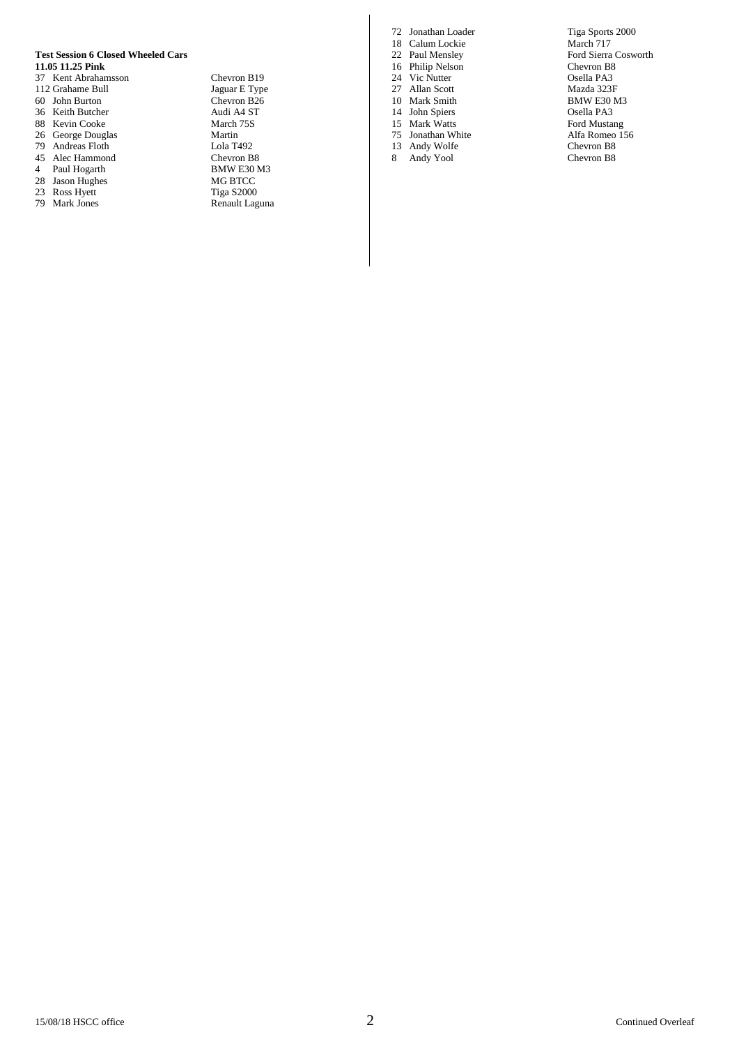**Test Session 6 Closed Wheeled Cars**
**11.05 11.25 Pink**

| | | |
|---|---|---|
| 37 | Kent Abrahamsson | Chevron B19 |
| 112 | Grahame Bull | Jaguar E Type |
| 60 | John Burton | Chevron B26 |
| 36 | Keith Butcher | Audi A4 ST |
| 88 | Kevin Cooke | March 75S |
| 26 | George Douglas | Martin |
| 79 | Andreas Floth | Lola T492 |
| 45 | Alec Hammond | Chevron B8 |
| 4 | Paul Hogarth | BMW E30 M3 |
| 28 | Jason Hughes | MG BTCC |
| 23 | Ross Hyett | Tiga S2000 |
| 79 | Mark Jones | Renault Laguna |
| 72 | Jonathan Loader | Tiga Sports 2000 |
| 18 | Calum Lockie | March 717 |
| 22 | Paul Mensley | Ford Sierra Cosworth |
| 16 | Philip Nelson | Chevron B8 |
| 24 | Vic Nutter | Osella PA3 |
| 27 | Allan Scott | Mazda 323F |
| 10 | Mark Smith | BMW E30 M3 |
| 14 | John Spiers | Osella PA3 |
| 15 | Mark Watts | Ford Mustang |
| 75 | Jonathan White | Alfa Romeo 156 |
| 13 | Andy Wolfe | Chevron B8 |
| 8 | Andy Yool | Chevron B8 |

15/08/18 HSCC office

Continued Overleaf